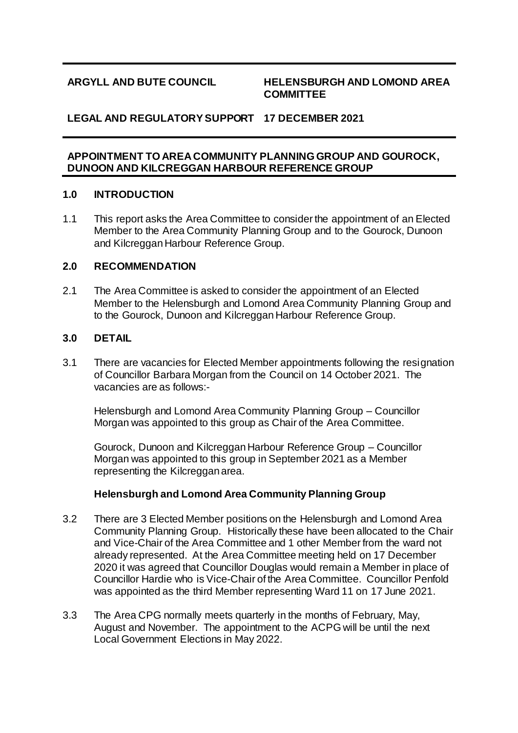**ARGYLL AND BUTE COUNCIL** **HELENSBURGH AND LOMOND AREA COMMITTEE**

**LEGAL AND REGULATORY SUPPORT** **17 DECEMBER 2021**

**APPOINTMENT TO AREA COMMUNITY PLANNING GROUP AND GOUROCK, DUNOON AND KILCREGGAN HARBOUR REFERENCE GROUP**

## 1.0 INTRODUCTION

1.1 This report asks the Area Committee to consider the appointment of an Elected Member to the Area Community Planning Group and to the Gourock, Dunoon and Kilcreggan Harbour Reference Group.

## 2.0 RECOMMENDATION

2.1 The Area Committee is asked to consider the appointment of an Elected Member to the Helensburgh and Lomond Area Community Planning Group and to the Gourock, Dunoon and Kilcreggan Harbour Reference Group.

## 3.0 DETAIL

3.1 There are vacancies for Elected Member appointments following the resignation of Councillor Barbara Morgan from the Council on 14 October 2021. The vacancies are as follows:-

Helensburgh and Lomond Area Community Planning Group – Councillor Morgan was appointed to this group as Chair of the Area Committee.

Gourock, Dunoon and Kilcreggan Harbour Reference Group – Councillor Morgan was appointed to this group in September 2021 as a Member representing the Kilcreggan area.

**Helensburgh and Lomond Area Community Planning Group**

3.2 There are 3 Elected Member positions on the Helensburgh and Lomond Area Community Planning Group. Historically these have been allocated to the Chair and Vice-Chair of the Area Committee and 1 other Member from the ward not already represented. At the Area Committee meeting held on 17 December 2020 it was agreed that Councillor Douglas would remain a Member in place of Councillor Hardie who is Vice-Chair of the Area Committee. Councillor Penfold was appointed as the third Member representing Ward 11 on 17 June 2021.

3.3 The Area CPG normally meets quarterly in the months of February, May, August and November. The appointment to the ACPG will be until the next Local Government Elections in May 2022.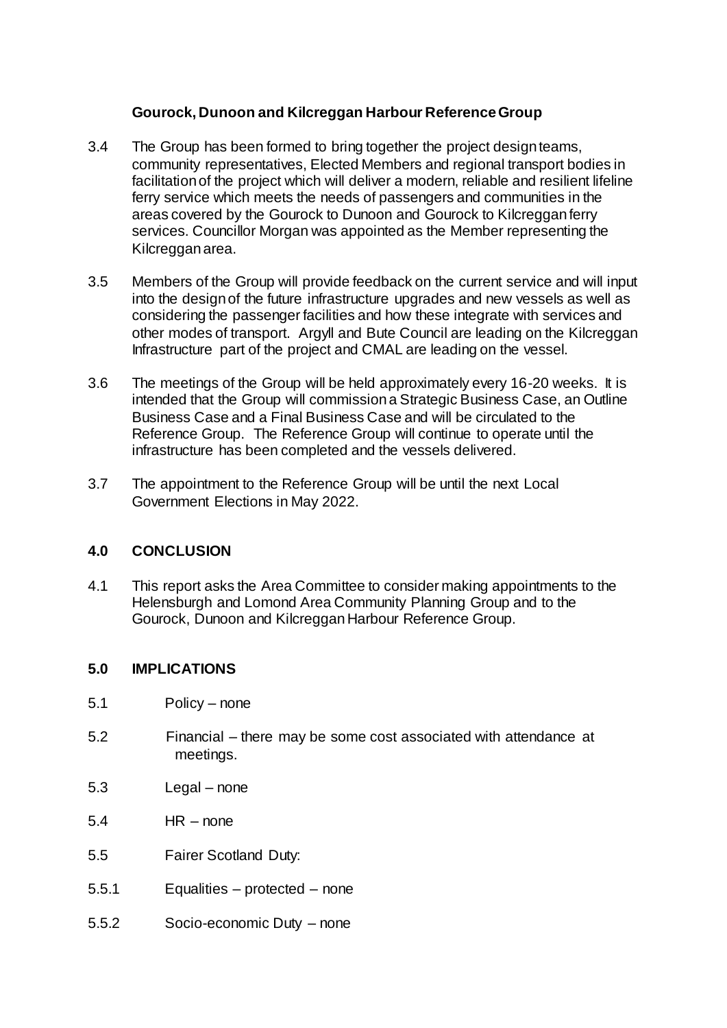**Gourock, Dunoon and Kilcreggan Harbour Reference Group**

3.4 The Group has been formed to bring together the project design teams, community representatives, Elected Members and regional transport bodies in facilitation of the project which will deliver a modern, reliable and resilient lifeline ferry service which meets the needs of passengers and communities in the areas covered by the Gourock to Dunoon and Gourock to Kilcreggan ferry services. Councillor Morgan was appointed as the Member representing the Kilcreggan area.

3.5 Members of the Group will provide feedback on the current service and will input into the design of the future infrastructure upgrades and new vessels as well as considering the passenger facilities and how these integrate with services and other modes of transport. Argyll and Bute Council are leading on the Kilcreggan Infrastructure part of the project and CMAL are leading on the vessel.

3.6 The meetings of the Group will be held approximately every 16-20 weeks. It is intended that the Group will commission a Strategic Business Case, an Outline Business Case and a Final Business Case and will be circulated to the Reference Group. The Reference Group will continue to operate until the infrastructure has been completed and the vessels delivered.

3.7 The appointment to the Reference Group will be until the next Local Government Elections in May 2022.

## 4.0 CONCLUSION

4.1 This report asks the Area Committee to consider making appointments to the Helensburgh and Lomond Area Community Planning Group and to the Gourock, Dunoon and Kilcreggan Harbour Reference Group.

## 5.0 IMPLICATIONS

5.1 Policy – none

5.2 Financial – there may be some cost associated with attendance at meetings.

5.3 Legal – none

5.4 HR – none

5.5 Fairer Scotland Duty:

5.5.1 Equalities – protected – none

5.5.2 Socio-economic Duty – none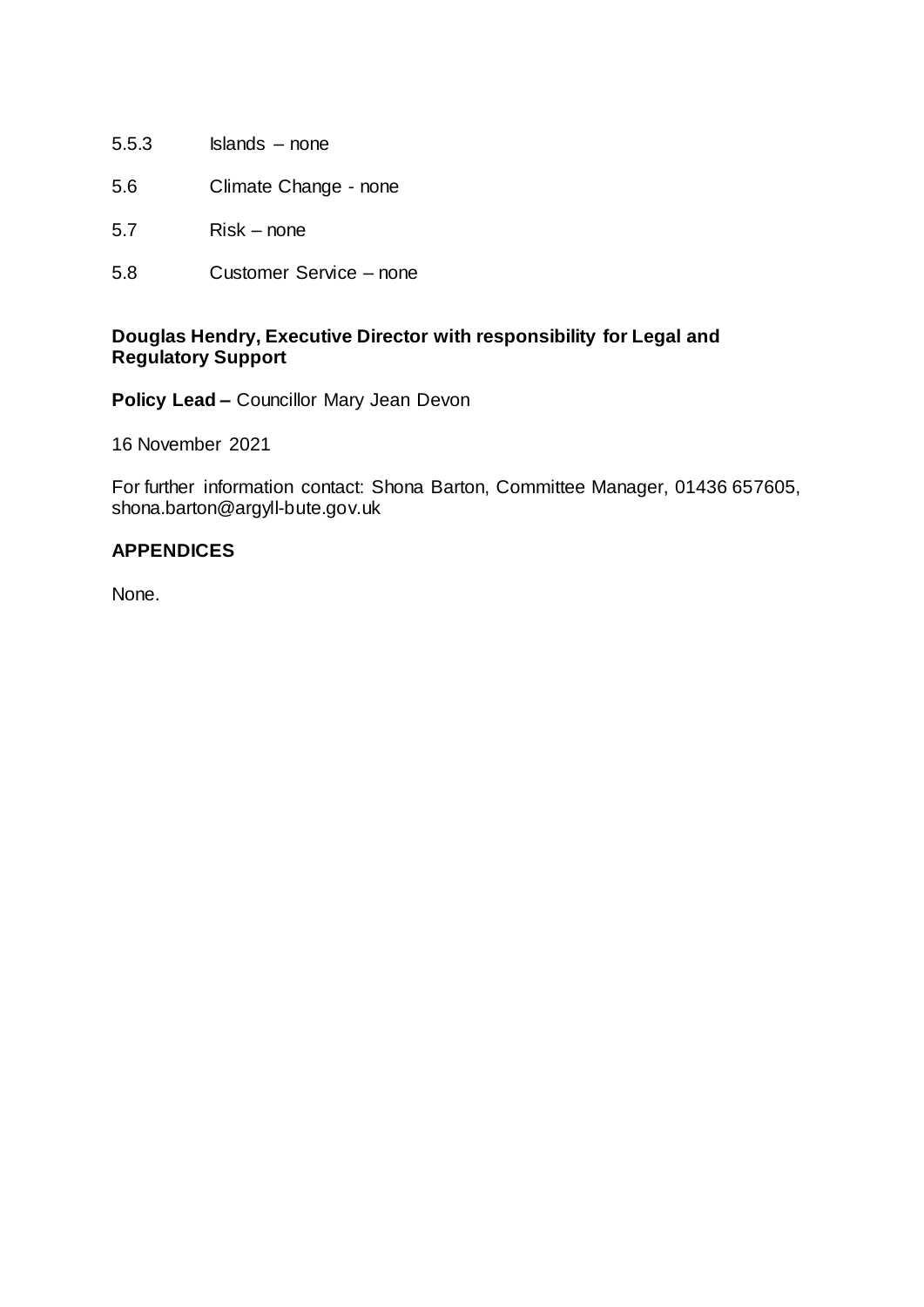5.5.3 Islands – none

5.6 Climate Change - none

5.7 Risk – none

5.8 Customer Service – none

**Douglas Hendry, Executive Director with responsibility for Legal and Regulatory Support**

**Policy Lead –** Councillor Mary Jean Devon

16 November 2021

For further information contact: Shona Barton, Committee Manager, 01436 657605, shona.barton@argyll-bute.gov.uk

**APPENDICES**

None.